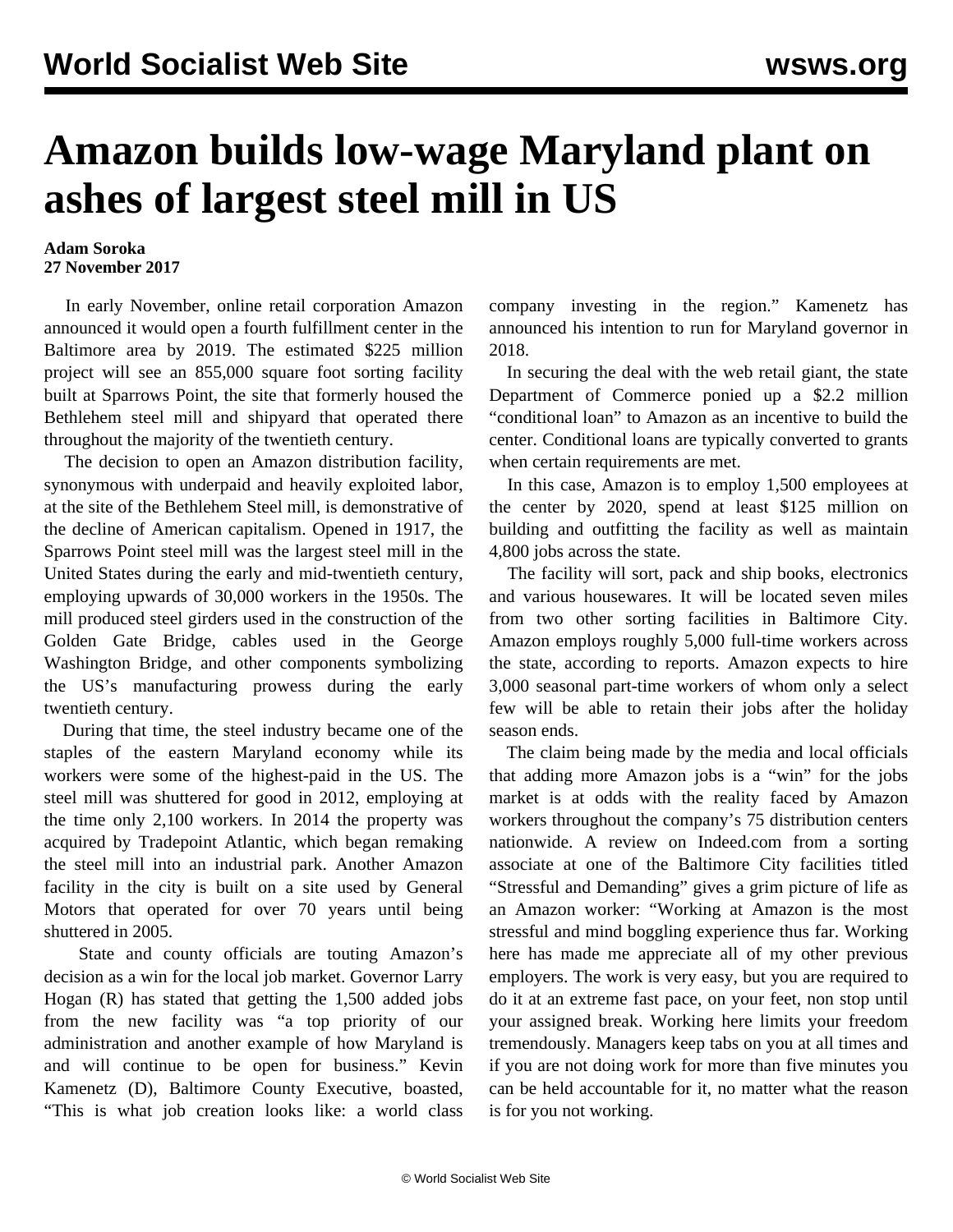# Amazon builds low-wage Maryland plant on ashes of largest steel mill in US

**Adam Soroka**
**27 November 2017**

In early November, online retail corporation Amazon announced it would open a fourth fulfillment center in the Baltimore area by 2019. The estimated $225 million project will see an 855,000 square foot sorting facility built at Sparrows Point, the site that formerly housed the Bethlehem steel mill and shipyard that operated there throughout the majority of the twentieth century.

The decision to open an Amazon distribution facility, synonymous with underpaid and heavily exploited labor, at the site of the Bethlehem Steel mill, is demonstrative of the decline of American capitalism. Opened in 1917, the Sparrows Point steel mill was the largest steel mill in the United States during the early and mid-twentieth century, employing upwards of 30,000 workers in the 1950s. The mill produced steel girders used in the construction of the Golden Gate Bridge, cables used in the George Washington Bridge, and other components symbolizing the US's manufacturing prowess during the early twentieth century.

During that time, the steel industry became one of the staples of the eastern Maryland economy while its workers were some of the highest-paid in the US. The steel mill was shuttered for good in 2012, employing at the time only 2,100 workers. In 2014 the property was acquired by Tradepoint Atlantic, which began remaking the steel mill into an industrial park. Another Amazon facility in the city is built on a site used by General Motors that operated for over 70 years until being shuttered in 2005.

State and county officials are touting Amazon's decision as a win for the local job market. Governor Larry Hogan (R) has stated that getting the 1,500 added jobs from the new facility was "a top priority of our administration and another example of how Maryland is and will continue to be open for business." Kevin Kamenetz (D), Baltimore County Executive, boasted, "This is what job creation looks like: a world class company investing in the region." Kamenetz has announced his intention to run for Maryland governor in 2018.

In securing the deal with the web retail giant, the state Department of Commerce ponied up a $2.2 million "conditional loan" to Amazon as an incentive to build the center. Conditional loans are typically converted to grants when certain requirements are met.

In this case, Amazon is to employ 1,500 employees at the center by 2020, spend at least $125 million on building and outfitting the facility as well as maintain 4,800 jobs across the state.

The facility will sort, pack and ship books, electronics and various housewares. It will be located seven miles from two other sorting facilities in Baltimore City. Amazon employs roughly 5,000 full-time workers across the state, according to reports. Amazon expects to hire 3,000 seasonal part-time workers of whom only a select few will be able to retain their jobs after the holiday season ends.

The claim being made by the media and local officials that adding more Amazon jobs is a "win" for the jobs market is at odds with the reality faced by Amazon workers throughout the company's 75 distribution centers nationwide. A review on Indeed.com from a sorting associate at one of the Baltimore City facilities titled "Stressful and Demanding" gives a grim picture of life as an Amazon worker: "Working at Amazon is the most stressful and mind boggling experience thus far. Working here has made me appreciate all of my other previous employers. The work is very easy, but you are required to do it at an extreme fast pace, on your feet, non stop until your assigned break. Working here limits your freedom tremendously. Managers keep tabs on you at all times and if you are not doing work for more than five minutes you can be held accountable for it, no matter what the reason is for you not working.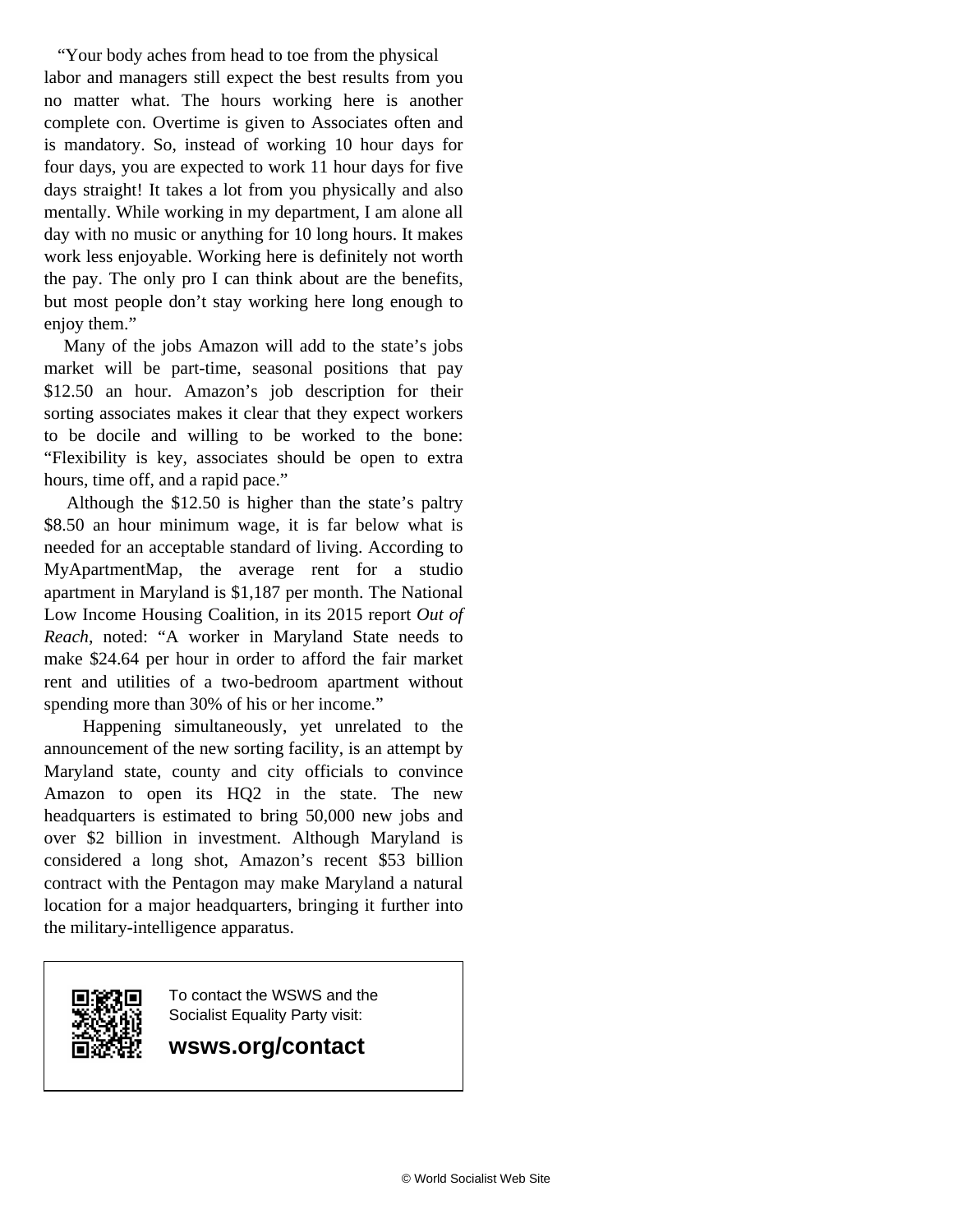"Your body aches from head to toe from the physical labor and managers still expect the best results from you no matter what. The hours working here is another complete con. Overtime is given to Associates often and is mandatory. So, instead of working 10 hour days for four days, you are expected to work 11 hour days for five days straight! It takes a lot from you physically and also mentally. While working in my department, I am alone all day with no music or anything for 10 long hours. It makes work less enjoyable. Working here is definitely not worth the pay. The only pro I can think about are the benefits, but most people don't stay working here long enough to enjoy them."

Many of the jobs Amazon will add to the state's jobs market will be part-time, seasonal positions that pay $12.50 an hour. Amazon's job description for their sorting associates makes it clear that they expect workers to be docile and willing to be worked to the bone: "Flexibility is key, associates should be open to extra hours, time off, and a rapid pace."

Although the $12.50 is higher than the state's paltry $8.50 an hour minimum wage, it is far below what is needed for an acceptable standard of living. According to MyApartmentMap, the average rent for a studio apartment in Maryland is $1,187 per month. The National Low Income Housing Coalition, in its 2015 report *Out of Reach*, noted: "A worker in Maryland State needs to make $24.64 per hour in order to afford the fair market rent and utilities of a two-bedroom apartment without spending more than 30% of his or her income."

Happening simultaneously, yet unrelated to the announcement of the new sorting facility, is an attempt by Maryland state, county and city officials to convince Amazon to open its HQ2 in the state. The new headquarters is estimated to bring 50,000 new jobs and over $2 billion in investment. Although Maryland is considered a long shot, Amazon's recent $53 billion contract with the Pentagon may make Maryland a natural location for a major headquarters, bringing it further into the military-intelligence apparatus.

To contact the WSWS and the Socialist Equality Party visit:

**wsws.org/contact**